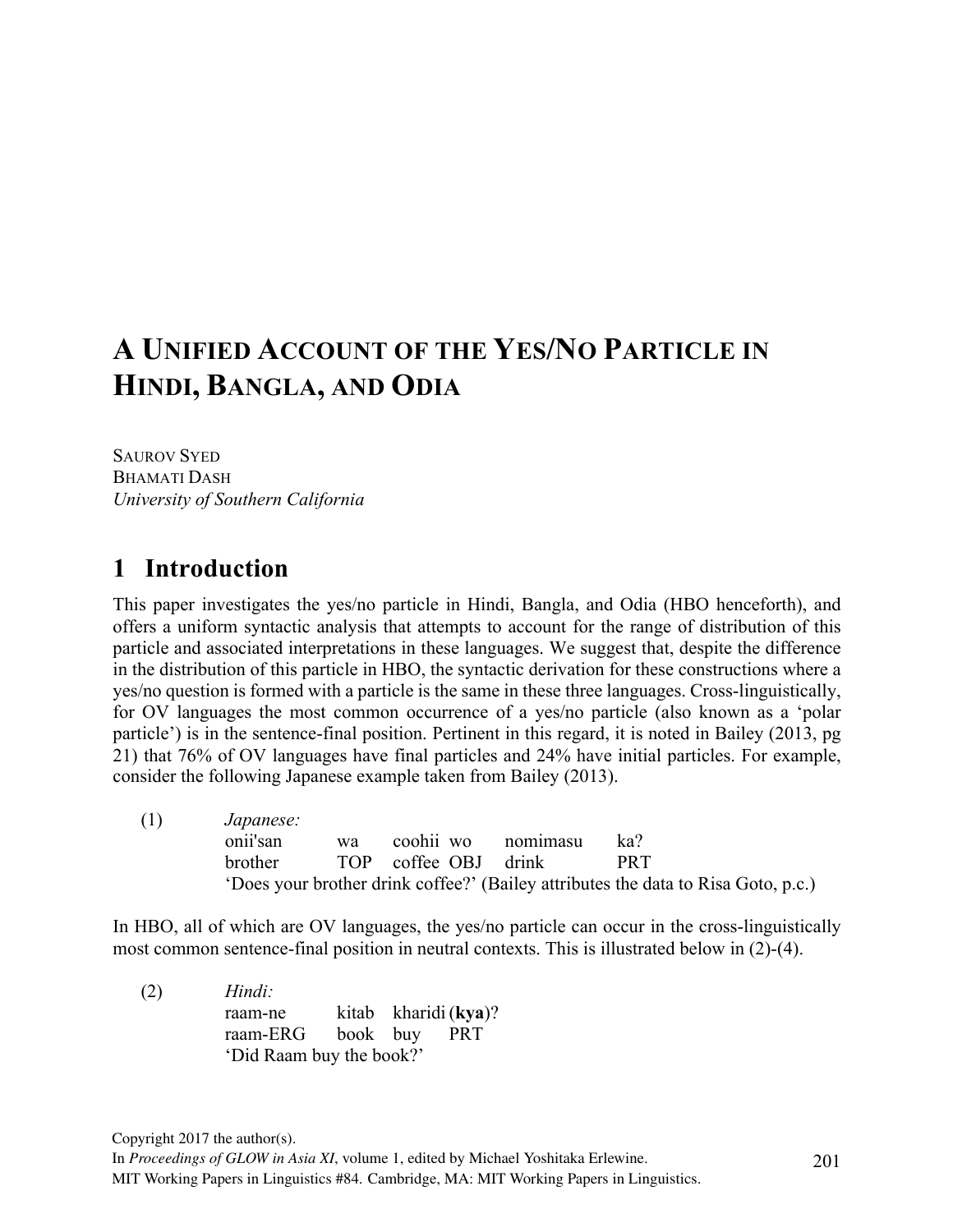# A UNIFIED ACCOUNT OF THE YES/NO PARTICLE IN HINDI, BANGLA, AND ODIA

SAUROV SYED
BHAMATI DASH
*University of Southern California*

## 1 Introduction

This paper investigates the yes/no particle in Hindi, Bangla, and Odia (HBO henceforth), and offers a uniform syntactic analysis that attempts to account for the range of distribution of this particle and associated interpretations in these languages. We suggest that, despite the difference in the distribution of this particle in HBO, the syntactic derivation for these constructions where a yes/no question is formed with a particle is the same in these three languages. Cross-linguistically, for OV languages the most common occurrence of a yes/no particle (also known as a 'polar particle') is in the sentence-final position. Pertinent in this regard, it is noted in Bailey (2013, pg 21) that 76% of OV languages have final particles and 24% have initial particles. For example, consider the following Japanese example taken from Bailey (2013).

(1) *Japanese:*

| | | | | | |
|---|---|---|---|---|---|
| onii'san | wa | coohii | wo | nomimasu | ka? |
| brother | TOP | coffee | OBJ | drink | PRT |

'Does your brother drink coffee?' (Bailey attributes the data to Risa Goto, p.c.)

In HBO, all of which are OV languages, the yes/no particle can occur in the cross-linguistically most common sentence-final position in neutral contexts. This is illustrated below in (2)-(4).

(2) *Hindi:*

| | | | |
|---|---|---|---|
| raam-ne | kitab | kharidi | (**kya**)? |
| raam-ERG | book | buy | PRT |

'Did Raam buy the book?'

Copyright 2017 the author(s).
In *Proceedings of GLOW in Asia XI*, volume 1, edited by Michael Yoshitaka Erlewine.
MIT Working Papers in Linguistics #84. Cambridge, MA: MIT Working Papers in Linguistics.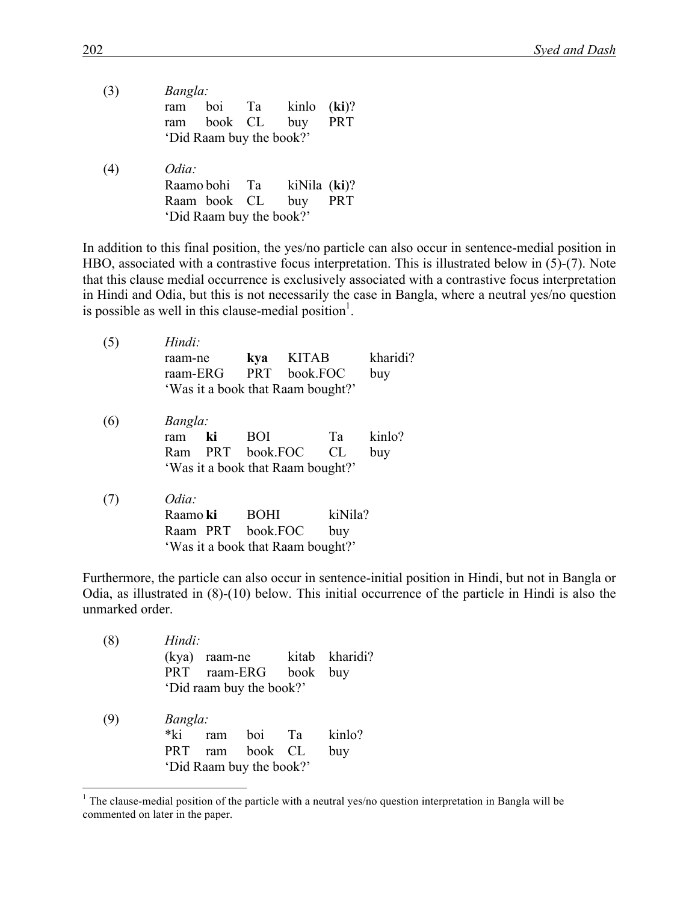(3) *Bangla:*

| | | | | |
|---|---|---|---|---|
| ram | boi | Ta | kinlo | (**ki**)? |
| ram | book | CL | buy | PRT |

'Did Raam buy the book?'

(4) *Odia:*

| | | | | |
|---|---|---|---|---|
| Raamo | bohi | Ta | kiNila | (**ki**)? |
| Raam | book | CL | buy | PRT |

'Did Raam buy the book?'

In addition to this final position, the yes/no particle can also occur in sentence-medial position in HBO, associated with a contrastive focus interpretation. This is illustrated below in (5)-(7). Note that this clause medial occurrence is exclusively associated with a contrastive focus interpretation in Hindi and Odia, but this is not necessarily the case in Bangla, where a neutral yes/no question is possible as well in this clause-medial position[1].

(5) *Hindi:*

| | | | |
|---|---|---|---|
| raam-ne | **kya** | KITAB | kharidi? |
| raam-ERG | PRT | book.FOC | buy |

'Was it a book that Raam bought?'

(6) *Bangla:*

| | | | | |
|---|---|---|---|---|
| ram | **ki** | BOI | Ta | kinlo? |
| Ram | PRT | book.FOC | CL | buy |

'Was it a book that Raam bought?'

(7) *Odia:*

| | | | |
|---|---|---|---|
| Raamo | **ki** | BOHI | kiNila? |
| Raam | PRT | book.FOC | buy |

'Was it a book that Raam bought?'

Furthermore, the particle can also occur in sentence-initial position in Hindi, but not in Bangla or Odia, as illustrated in (8)-(10) below. This initial occurrence of the particle in Hindi is also the unmarked order.

(8) *Hindi:*

| | | | |
|---|---|---|---|
| (kya) | raam-ne | kitab | kharidi? |
| PRT | raam-ERG | book | buy |

'Did raam buy the book?'

(9) *Bangla:*

| | | | | |
|---|---|---|---|---|
| *ki | ram | boi | Ta | kinlo? |
| PRT | ram | book | CL | buy |

'Did Raam buy the book?'

[1] The clause-medial position of the particle with a neutral yes/no question interpretation in Bangla will be commented on later in the paper.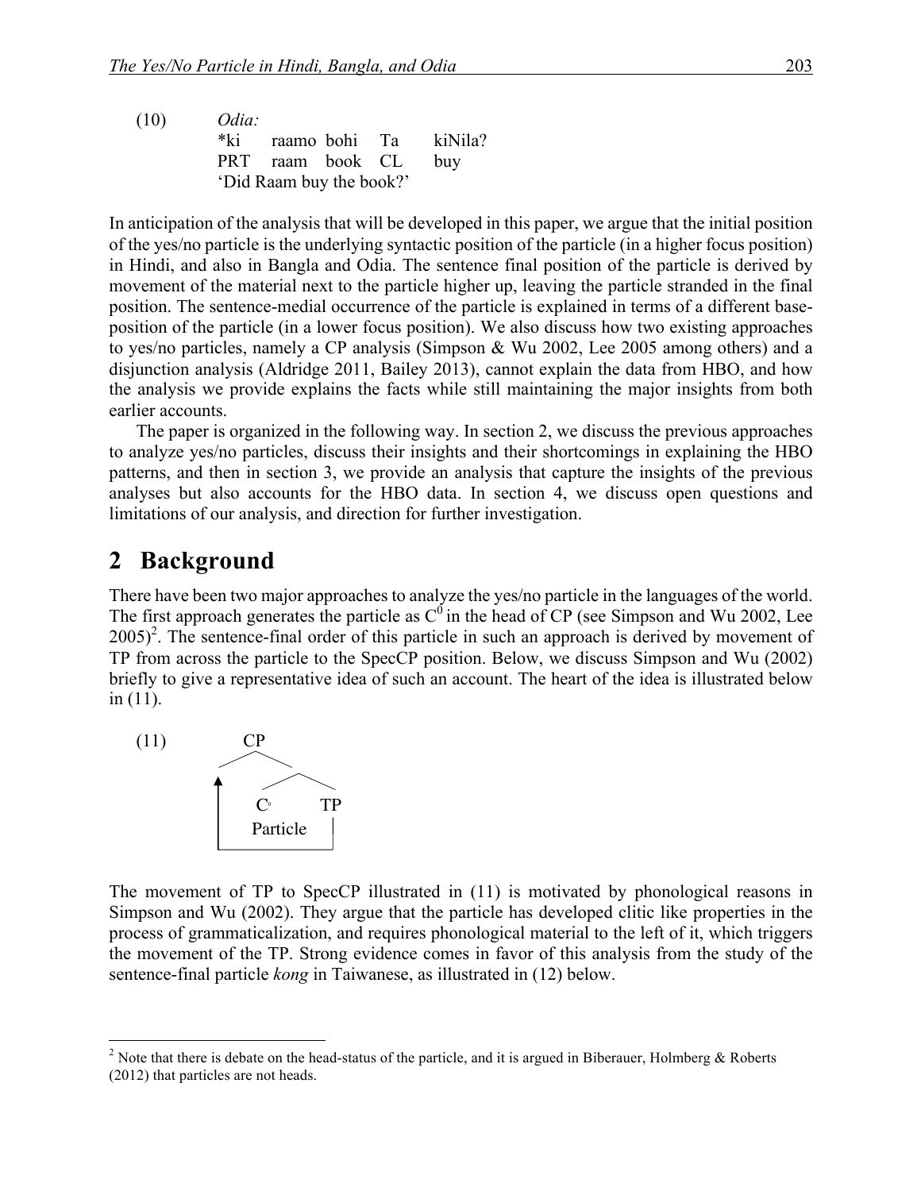(10) *Odia:*

```
      *ki   raamo  bohi   Ta    kiNila?
      PRT   raam   book   CL    buy
      'Did Raam buy the book?'
```

In anticipation of the analysis that will be developed in this paper, we argue that the initial position of the yes/no particle is the underlying syntactic position of the particle (in a higher focus position) in Hindi, and also in Bangla and Odia. The sentence final position of the particle is derived by movement of the material next to the particle higher up, leaving the particle stranded in the final position. The sentence-medial occurrence of the particle is explained in terms of a different base-position of the particle (in a lower focus position). We also discuss how two existing approaches to yes/no particles, namely a CP analysis (Simpson & Wu 2002, Lee 2005 among others) and a disjunction analysis (Aldridge 2011, Bailey 2013), cannot explain the data from HBO, and how the analysis we provide explains the facts while still maintaining the major insights from both earlier accounts.

The paper is organized in the following way. In section 2, we discuss the previous approaches to analyze yes/no particles, discuss their insights and their shortcomings in explaining the HBO patterns, and then in section 3, we provide an analysis that capture the insights of the previous analyses but also accounts for the HBO data. In section 4, we discuss open questions and limitations of our analysis, and direction for further investigation.

## 2 Background

There have been two major approaches to analyze the yes/no particle in the languages of the world. The first approach generates the particle as $C^0$ in the head of CP (see Simpson and Wu 2002, Lee 2005)[2]. The sentence-final order of this particle in such an approach is derived by movement of TP from across the particle to the SpecCP position. Below, we discuss Simpson and Wu (2002) briefly to give a representative idea of such an account. The heart of the idea is illustrated below in (11).

(11)

```
          CP
        /    \
       ↑    /  \
       |   C0    TP
       |  Particle |
       |___________|
```

The movement of TP to SpecCP illustrated in (11) is motivated by phonological reasons in Simpson and Wu (2002). They argue that the particle has developed clitic like properties in the process of grammaticalization, and requires phonological material to the left of it, which triggers the movement of the TP. Strong evidence comes in favor of this analysis from the study of the sentence-final particle *kong* in Taiwanese, as illustrated in (12) below.

[2] Note that there is debate on the head-status of the particle, and it is argued in Biberauer, Holmberg & Roberts (2012) that particles are not heads.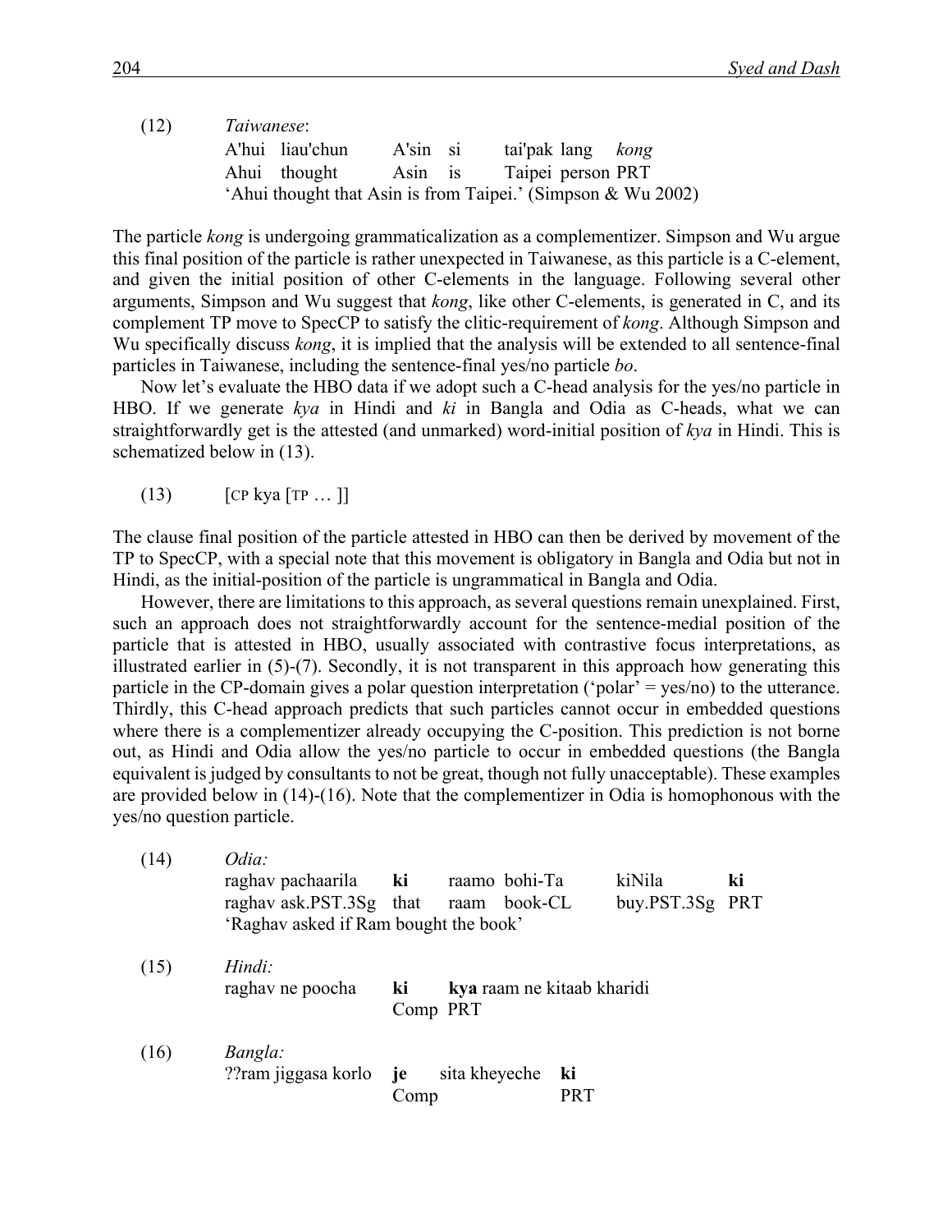(12) *Taiwanese*:

| | | | | | | |
|---|---|---|---|---|---|---|
| A'hui | liau'chun | A'sin | si | tai'pak | lang | *kong* |
| Ahui | thought | Asin | is | Taipei | person | PRT |

'Ahui thought that Asin is from Taipei.' (Simpson & Wu 2002)

The particle *kong* is undergoing grammaticalization as a complementizer. Simpson and Wu argue this final position of the particle is rather unexpected in Taiwanese, as this particle is a C-element, and given the initial position of other C-elements in the language. Following several other arguments, Simpson and Wu suggest that *kong*, like other C-elements, is generated in C, and its complement TP move to SpecCP to satisfy the clitic-requirement of *kong*. Although Simpson and Wu specifically discuss *kong*, it is implied that the analysis will be extended to all sentence-final particles in Taiwanese, including the sentence-final yes/no particle *bo*.

Now let's evaluate the HBO data if we adopt such a C-head analysis for the yes/no particle in HBO. If we generate *kya* in Hindi and *ki* in Bangla and Odia as C-heads, what we can straightforwardly get is the attested (and unmarked) word-initial position of *kya* in Hindi. This is schematized below in (13).

(13) [CP kya [TP … ]]

The clause final position of the particle attested in HBO can then be derived by movement of the TP to SpecCP, with a special note that this movement is obligatory in Bangla and Odia but not in Hindi, as the initial-position of the particle is ungrammatical in Bangla and Odia.

However, there are limitations to this approach, as several questions remain unexplained. First, such an approach does not straightforwardly account for the sentence-medial position of the particle that is attested in HBO, usually associated with contrastive focus interpretations, as illustrated earlier in (5)-(7). Secondly, it is not transparent in this approach how generating this particle in the CP-domain gives a polar question interpretation ('polar' = yes/no) to the utterance. Thirdly, this C-head approach predicts that such particles cannot occur in embedded questions where there is a complementizer already occupying the C-position. This prediction is not borne out, as Hindi and Odia allow the yes/no particle to occur in embedded questions (the Bangla equivalent is judged by consultants to not be great, though not fully unacceptable). These examples are provided below in (14)-(16). Note that the complementizer in Odia is homophonous with the yes/no question particle.

(14) *Odia:*

| | | | | | |
|---|---|---|---|---|---|
| raghav pachaarila | **ki** | raamo | bohi-Ta | kiNila | **ki** |
| raghav ask.PST.3Sg | that | raam | book-CL | buy.PST.3Sg | PRT |

'Raghav asked if Ram bought the book'

(15) *Hindi:*

| | | |
|---|---|---|
| raghav ne poocha | **ki** | **kya** raam ne kitaab kharidi |
| | Comp | PRT |

(16) *Bangla:*

| | | | |
|---|---|---|---|
| ??ram jiggasa korlo | **je** | sita kheyeche | **ki** |
| | Comp | | PRT |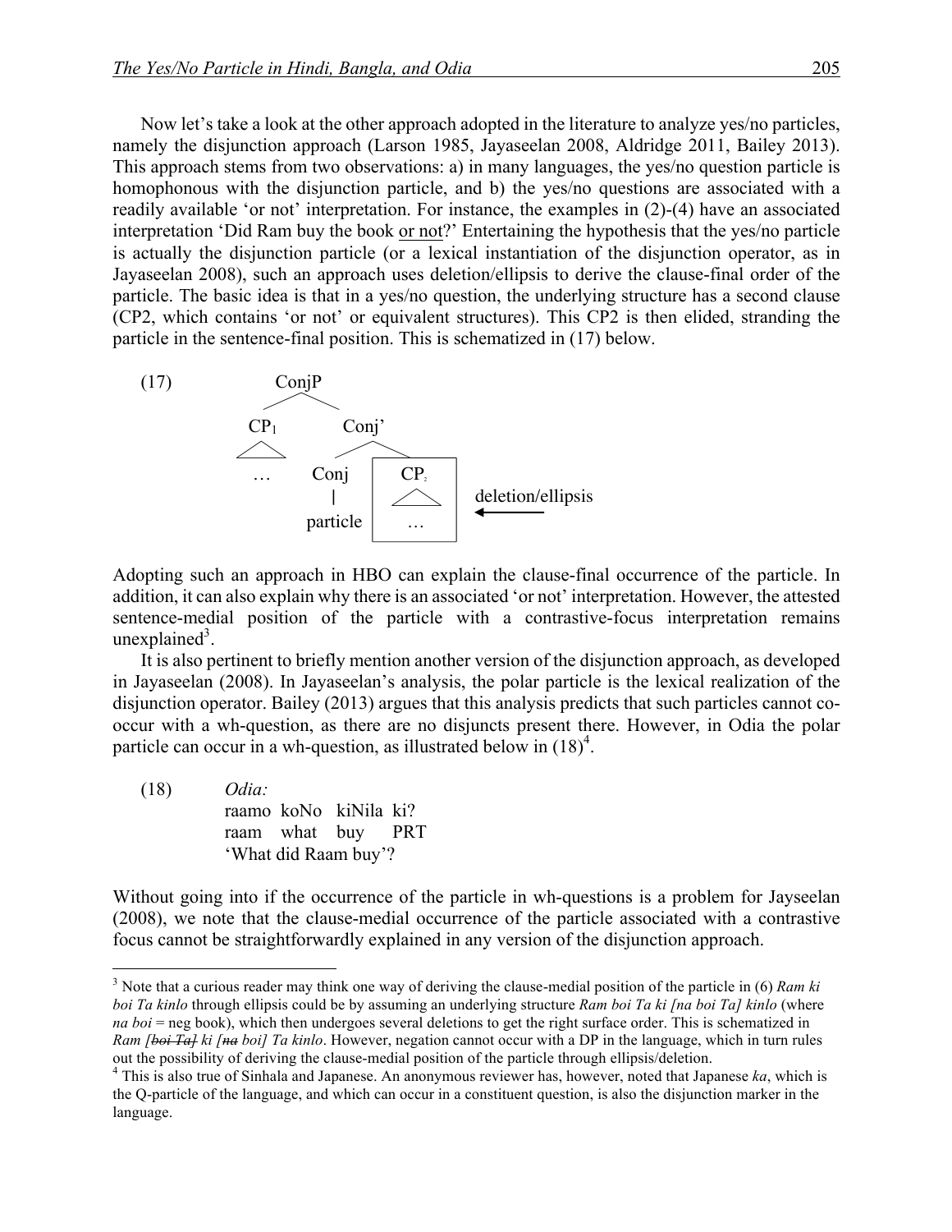Now let's take a look at the other approach adopted in the literature to analyze yes/no particles, namely the disjunction approach (Larson 1985, Jayaseelan 2008, Aldridge 2011, Bailey 2013). This approach stems from two observations: a) in many languages, the yes/no question particle is homophonous with the disjunction particle, and b) the yes/no questions are associated with a readily available 'or not' interpretation. For instance, the examples in (2)-(4) have an associated interpretation 'Did Ram buy the book <u>or not</u>?' Entertaining the hypothesis that the yes/no particle is actually the disjunction particle (or a lexical instantiation of the disjunction operator, as in Jayaseelan 2008), such an approach uses deletion/ellipsis to derive the clause-final order of the particle. The basic idea is that in a yes/no question, the underlying structure has a second clause (CP2, which contains 'or not' or equivalent structures). This CP2 is then elided, stranding the particle in the sentence-final position. This is schematized in (17) below.

(17)

```
            ConjP
           /     \
        CP1       Conj'
        /\       /     \
       …      Conj    [CP2]
               |       /\        ← deletion/ellipsis
            particle   …
```

Adopting such an approach in HBO can explain the clause-final occurrence of the particle. In addition, it can also explain why there is an associated 'or not' interpretation. However, the attested sentence-medial position of the particle with a contrastive-focus interpretation remains unexplained[3].

It is also pertinent to briefly mention another version of the disjunction approach, as developed in Jayaseelan (2008). In Jayaseelan's analysis, the polar particle is the lexical realization of the disjunction operator. Bailey (2013) argues that this analysis predicts that such particles cannot co-occur with a wh-question, as there are no disjuncts present there. However, in Odia the polar particle can occur in a wh-question, as illustrated below in (18)[4].

(18) *Odia:*
raamo koNo kiNila ki?
raam what buy PRT
'What did Raam buy'?

Without going into if the occurrence of the particle in wh-questions is a problem for Jayseelan (2008), we note that the clause-medial occurrence of the particle associated with a contrastive focus cannot be straightforwardly explained in any version of the disjunction approach.

---

[3] Note that a curious reader may think one way of deriving the clause-medial position of the particle in (6) *Ram ki boi Ta kinlo* through ellipsis could be by assuming an underlying structure *Ram boi Ta ki [na boi Ta] kinlo* (where *na boi* = neg book), which then undergoes several deletions to get the right surface order. This is schematized in *Ram ~~[boi Ta]~~ ki [~~na~~ boi] Ta kinlo*. However, negation cannot occur with a DP in the language, which in turn rules out the possibility of deriving the clause-medial position of the particle through ellipsis/deletion.

[4] This is also true of Sinhala and Japanese. An anonymous reviewer has, however, noted that Japanese *ka*, which is the Q-particle of the language, and which can occur in a constituent question, is also the disjunction marker in the language.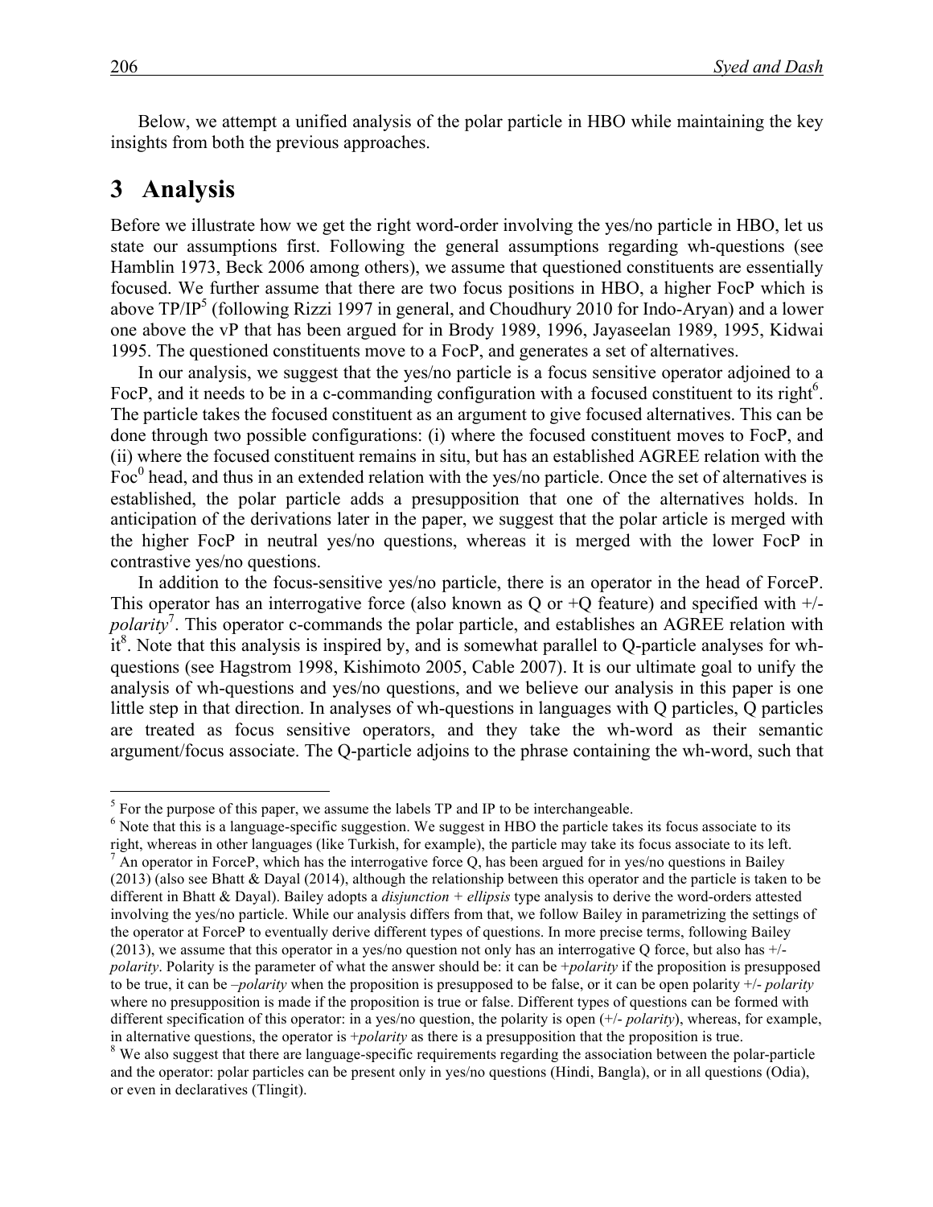Below, we attempt a unified analysis of the polar particle in HBO while maintaining the key insights from both the previous approaches.

# 3 Analysis

Before we illustrate how we get the right word-order involving the yes/no particle in HBO, let us state our assumptions first. Following the general assumptions regarding wh-questions (see Hamblin 1973, Beck 2006 among others), we assume that questioned constituents are essentially focused. We further assume that there are two focus positions in HBO, a higher FocP which is above TP/IP[5] (following Rizzi 1997 in general, and Choudhury 2010 for Indo-Aryan) and a lower one above the vP that has been argued for in Brody 1989, 1996, Jayaseelan 1989, 1995, Kidwai 1995. The questioned constituents move to a FocP, and generates a set of alternatives.

In our analysis, we suggest that the yes/no particle is a focus sensitive operator adjoined to a FocP, and it needs to be in a c-commanding configuration with a focused constituent to its right[6]. The particle takes the focused constituent as an argument to give focused alternatives. This can be done through two possible configurations: (i) where the focused constituent moves to FocP, and (ii) where the focused constituent remains in situ, but has an established AGREE relation with the $Foc^0$ head, and thus in an extended relation with the yes/no particle. Once the set of alternatives is established, the polar particle adds a presupposition that one of the alternatives holds. In anticipation of the derivations later in the paper, we suggest that the polar article is merged with the higher FocP in neutral yes/no questions, whereas it is merged with the lower FocP in contrastive yes/no questions.

In addition to the focus-sensitive yes/no particle, there is an operator in the head of ForceP. This operator has an interrogative force (also known as Q or +Q feature) and specified with +/- *polarity*[7]. This operator c-commands the polar particle, and establishes an AGREE relation with it[8]. Note that this analysis is inspired by, and is somewhat parallel to Q-particle analyses for wh-questions (see Hagstrom 1998, Kishimoto 2005, Cable 2007). It is our ultimate goal to unify the analysis of wh-questions and yes/no questions, and we believe our analysis in this paper is one little step in that direction. In analyses of wh-questions in languages with Q particles, Q particles are treated as focus sensitive operators, and they take the wh-word as their semantic argument/focus associate. The Q-particle adjoins to the phrase containing the wh-word, such that

---

[5] For the purpose of this paper, we assume the labels TP and IP to be interchangeable.

[6] Note that this is a language-specific suggestion. We suggest in HBO the particle takes its focus associate to its right, whereas in other languages (like Turkish, for example), the particle may take its focus associate to its left.

[7] An operator in ForceP, which has the interrogative force Q, has been argued for in yes/no questions in Bailey (2013) (also see Bhatt & Dayal (2014), although the relationship between this operator and the particle is taken to be different in Bhatt & Dayal). Bailey adopts a *disjunction + ellipsis* type analysis to derive the word-orders attested involving the yes/no particle. While our analysis differs from that, we follow Bailey in parametrizing the settings of the operator at ForceP to eventually derive different types of questions. In more precise terms, following Bailey (2013), we assume that this operator in a yes/no question not only has an interrogative Q force, but also has +/- *polarity*. Polarity is the parameter of what the answer should be: it can be +*polarity* if the proposition is presupposed to be true, it can be –*polarity* when the proposition is presupposed to be false, or it can be open polarity +/- *polarity* where no presupposition is made if the proposition is true or false. Different types of questions can be formed with different specification of this operator: in a yes/no question, the polarity is open (+/- *polarity*), whereas, for example, in alternative questions, the operator is +*polarity* as there is a presupposition that the proposition is true.

[8] We also suggest that there are language-specific requirements regarding the association between the polar-particle and the operator: polar particles can be present only in yes/no questions (Hindi, Bangla), or in all questions (Odia), or even in declaratives (Tlingit).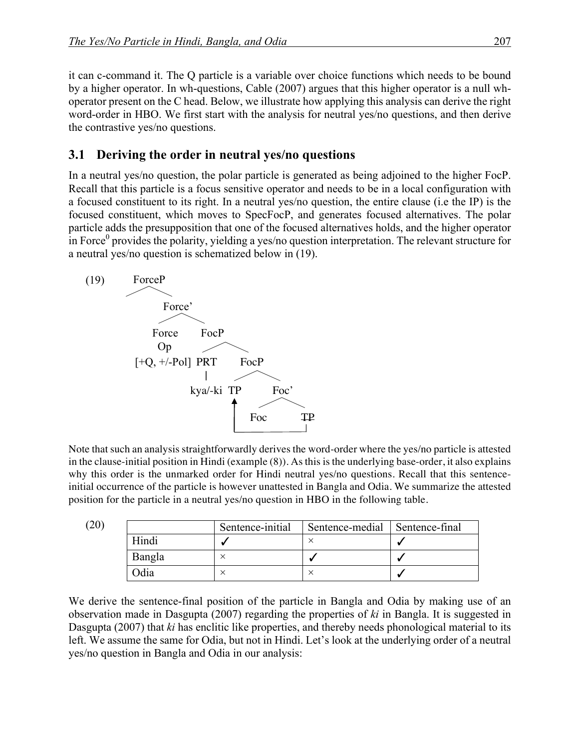it can c-command it. The Q particle is a variable over choice functions which needs to be bound by a higher operator. In wh-questions, Cable (2007) argues that this higher operator is a null wh-operator present on the C head. Below, we illustrate how applying this analysis can derive the right word-order in HBO. We first start with the analysis for neutral yes/no questions, and then derive the contrastive yes/no questions.

## 3.1 Deriving the order in neutral yes/no questions

In a neutral yes/no question, the polar particle is generated as being adjoined to the higher FocP. Recall that this particle is a focus sensitive operator and needs to be in a local configuration with a focused constituent to its right. In a neutral yes/no question, the entire clause (i.e the IP) is the focused constituent, which moves to SpecFocP, and generates focused alternatives. The polar particle adds the presupposition that one of the focused alternatives holds, and the higher operator in Force$^0$ provides the polarity, yielding a yes/no question interpretation. The relevant structure for a neutral yes/no question is schematized below in (19).

(19)

```
ForceP
  └─ Force'
       ├─ Force
       │   Op
       │   [+Q, +/-Pol]
       └─ FocP
            ├─ PRT
            │   |
            │   kya/-ki
            └─ FocP
                 ├─ TP  ←──────────┐
                 └─ Foc'           │
                      ├─ Foc       │
                      └─ ~~TP~~ ───┘
```

Note that such an analysis straightforwardly derives the word-order where the yes/no particle is attested in the clause-initial position in Hindi (example (8)). As this is the underlying base-order, it also explains why this order is the unmarked order for Hindi neutral yes/no questions. Recall that this sentence-initial occurrence of the particle is however unattested in Bangla and Odia. We summarize the attested position for the particle in a neutral yes/no question in HBO in the following table.

(20)

| | Sentence-initial | Sentence-medial | Sentence-final |
|---|---|---|---|
| Hindi | ✓ | × | ✓ |
| Bangla | × | ✓ | ✓ |
| Odia | × | × | ✓ |

We derive the sentence-final position of the particle in Bangla and Odia by making use of an observation made in Dasgupta (2007) regarding the properties of *ki* in Bangla. It is suggested in Dasgupta (2007) that *ki* has enclitic like properties, and thereby needs phonological material to its left. We assume the same for Odia, but not in Hindi. Let's look at the underlying order of a neutral yes/no question in Bangla and Odia in our analysis: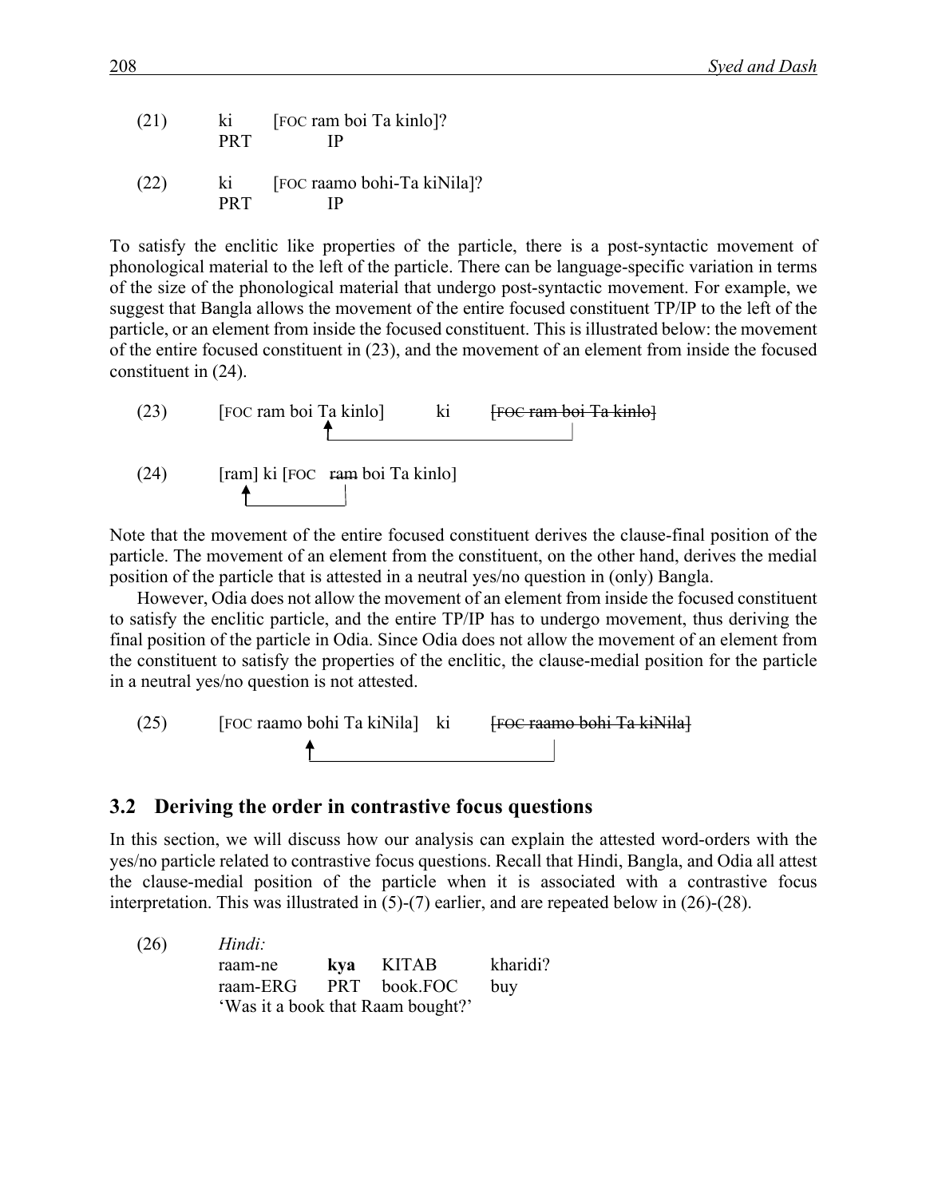(21) ki [FOC ram boi Ta kinlo]?
     PRT IP

(22) ki [FOC raamo bohi-Ta kiNila]?
     PRT IP

To satisfy the enclitic like properties of the particle, there is a post-syntactic movement of phonological material to the left of the particle. There can be language-specific variation in terms of the size of the phonological material that undergo post-syntactic movement. For example, we suggest that Bangla allows the movement of the entire focused constituent TP/IP to the left of the particle, or an element from inside the focused constituent. This is illustrated below: the movement of the entire focused constituent in (23), and the movement of an element from inside the focused constituent in (24).

(23) [FOC ram boi Ta kinlo] ki ~~[FOC ram boi Ta kinlo]~~

(24) [ram] ki [FOC ~~ram~~ boi Ta kinlo]

Note that the movement of the entire focused constituent derives the clause-final position of the particle. The movement of an element from the constituent, on the other hand, derives the medial position of the particle that is attested in a neutral yes/no question in (only) Bangla.

However, Odia does not allow the movement of an element from inside the focused constituent to satisfy the enclitic particle, and the entire TP/IP has to undergo movement, thus deriving the final position of the particle in Odia. Since Odia does not allow the movement of an element from the constituent to satisfy the properties of the enclitic, the clause-medial position for the particle in a neutral yes/no question is not attested.

(25) [FOC raamo bohi Ta kiNila] ki ~~[FOC raamo bohi Ta kiNila]~~

## 3.2 Deriving the order in contrastive focus questions

In this section, we will discuss how our analysis can explain the attested word-orders with the yes/no particle related to contrastive focus questions. Recall that Hindi, Bangla, and Odia all attest the clause-medial position of the particle when it is associated with a contrastive focus interpretation. This was illustrated in (5)-(7) earlier, and are repeated below in (26)-(28).

(26) *Hindi:*
     raam-ne **kya** KITAB kharidi?
     raam-ERG PRT book.FOC buy
     'Was it a book that Raam bought?'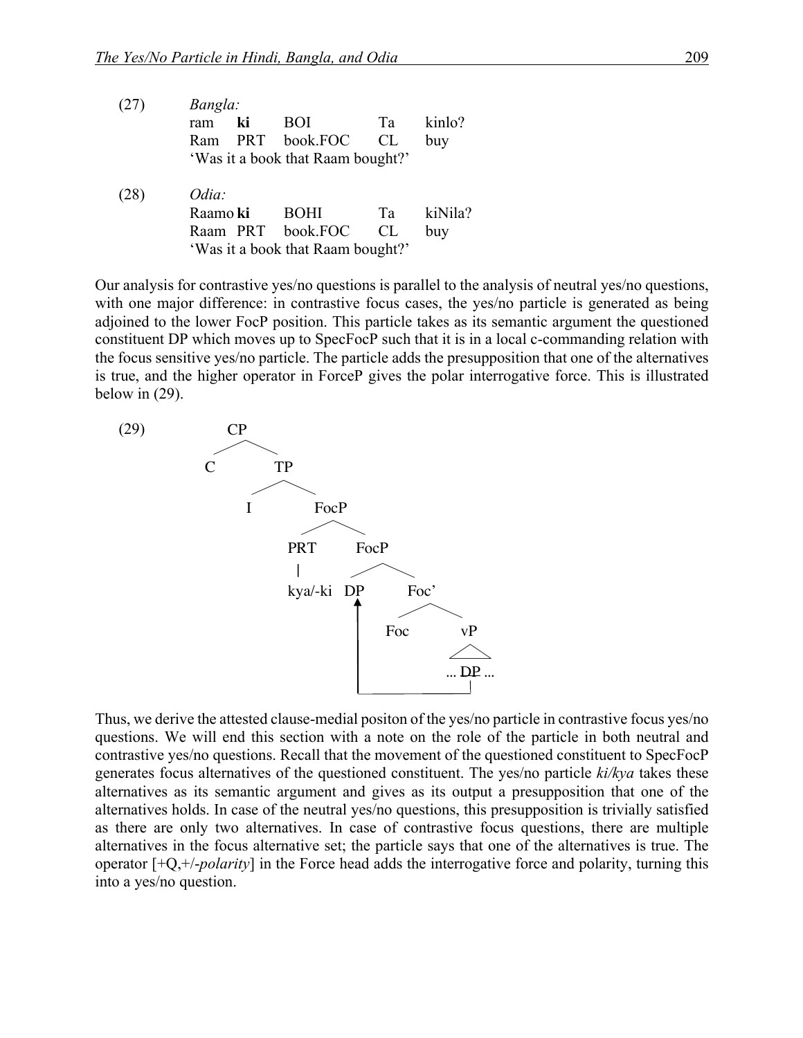(27) *Bangla:*

| | | | | |
|---|---|---|---|---|
| ram | **ki** | BOI | Ta | kinlo? |
| Ram | PRT | book.FOC | CL | buy |

'Was it a book that Raam bought?'

(28) *Odia:*

| | | | | |
|---|---|---|---|---|
| Raamo | **ki** | BOHI | Ta | kiNila? |
| Raam | PRT | book.FOC | CL | buy |

'Was it a book that Raam bought?'

Our analysis for contrastive yes/no questions is parallel to the analysis of neutral yes/no questions, with one major difference: in contrastive focus cases, the yes/no particle is generated as being adjoined to the lower FocP position. This particle takes as its semantic argument the questioned constituent DP which moves up to SpecFocP such that it is in a local c-commanding relation with the focus sensitive yes/no particle. The particle adds the presupposition that one of the alternatives is true, and the higher operator in ForceP gives the polar interrogative force. This is illustrated below in (29).

(29)

```
CP
├── C
└── TP
    ├── I
    └── FocP
        ├── PRT
        │   └── kya/-ki
        └── FocP
            ├── DP  ←──────────┐
            └── Foc'           │
                ├── Foc        │
                └── vP         │
                    └── ... DP ... (trace, moved)
```

Thus, we derive the attested clause-medial positon of the yes/no particle in contrastive focus yes/no questions. We will end this section with a note on the role of the particle in both neutral and contrastive yes/no questions. Recall that the movement of the questioned constituent to SpecFocP generates focus alternatives of the questioned constituent. The yes/no particle *ki/kya* takes these alternatives as its semantic argument and gives as its output a presupposition that one of the alternatives holds. In case of the neutral yes/no questions, this presupposition is trivially satisfied as there are only two alternatives. In case of contrastive focus questions, there are multiple alternatives in the focus alternative set; the particle says that one of the alternatives is true. The operator [+Q,+/-*polarity*] in the Force head adds the interrogative force and polarity, turning this into a yes/no question.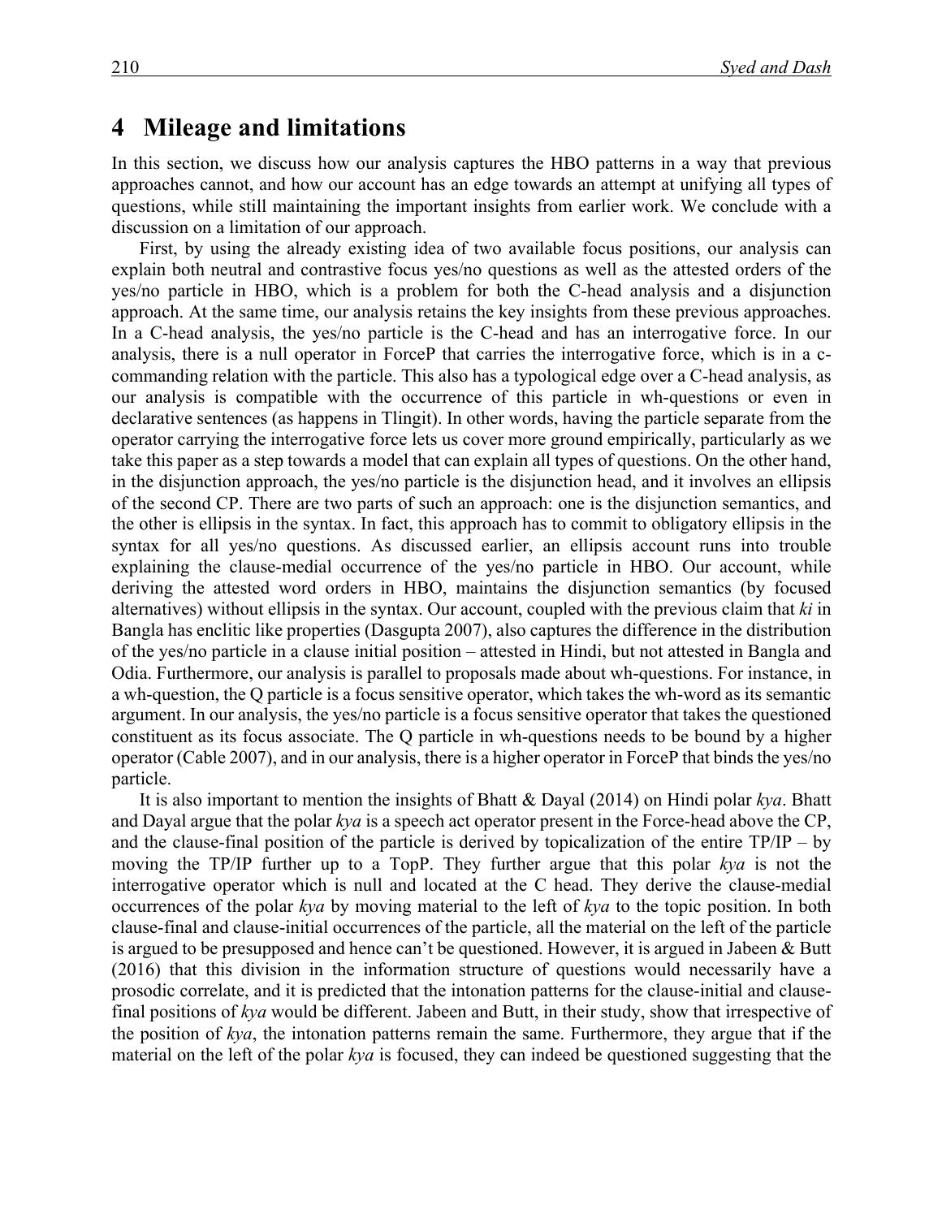# 4 Mileage and limitations

In this section, we discuss how our analysis captures the HBO patterns in a way that previous approaches cannot, and how our account has an edge towards an attempt at unifying all types of questions, while still maintaining the important insights from earlier work. We conclude with a discussion on a limitation of our approach.

First, by using the already existing idea of two available focus positions, our analysis can explain both neutral and contrastive focus yes/no questions as well as the attested orders of the yes/no particle in HBO, which is a problem for both the C-head analysis and a disjunction approach. At the same time, our analysis retains the key insights from these previous approaches. In a C-head analysis, the yes/no particle is the C-head and has an interrogative force. In our analysis, there is a null operator in ForceP that carries the interrogative force, which is in a c-commanding relation with the particle. This also has a typological edge over a C-head analysis, as our analysis is compatible with the occurrence of this particle in wh-questions or even in declarative sentences (as happens in Tlingit). In other words, having the particle separate from the operator carrying the interrogative force lets us cover more ground empirically, particularly as we take this paper as a step towards a model that can explain all types of questions. On the other hand, in the disjunction approach, the yes/no particle is the disjunction head, and it involves an ellipsis of the second CP. There are two parts of such an approach: one is the disjunction semantics, and the other is ellipsis in the syntax. In fact, this approach has to commit to obligatory ellipsis in the syntax for all yes/no questions. As discussed earlier, an ellipsis account runs into trouble explaining the clause-medial occurrence of the yes/no particle in HBO. Our account, while deriving the attested word orders in HBO, maintains the disjunction semantics (by focused alternatives) without ellipsis in the syntax. Our account, coupled with the previous claim that *ki* in Bangla has enclitic like properties (Dasgupta 2007), also captures the difference in the distribution of the yes/no particle in a clause initial position – attested in Hindi, but not attested in Bangla and Odia. Furthermore, our analysis is parallel to proposals made about wh-questions. For instance, in a wh-question, the Q particle is a focus sensitive operator, which takes the wh-word as its semantic argument. In our analysis, the yes/no particle is a focus sensitive operator that takes the questioned constituent as its focus associate. The Q particle in wh-questions needs to be bound by a higher operator (Cable 2007), and in our analysis, there is a higher operator in ForceP that binds the yes/no particle.

It is also important to mention the insights of Bhatt & Dayal (2014) on Hindi polar *kya*. Bhatt and Dayal argue that the polar *kya* is a speech act operator present in the Force-head above the CP, and the clause-final position of the particle is derived by topicalization of the entire TP/IP – by moving the TP/IP further up to a TopP. They further argue that this polar *kya* is not the interrogative operator which is null and located at the C head. They derive the clause-medial occurrences of the polar *kya* by moving material to the left of *kya* to the topic position. In both clause-final and clause-initial occurrences of the particle, all the material on the left of the particle is argued to be presupposed and hence can't be questioned. However, it is argued in Jabeen & Butt (2016) that this division in the information structure of questions would necessarily have a prosodic correlate, and it is predicted that the intonation patterns for the clause-initial and clause-final positions of *kya* would be different. Jabeen and Butt, in their study, show that irrespective of the position of *kya*, the intonation patterns remain the same. Furthermore, they argue that if the material on the left of the polar *kya* is focused, they can indeed be questioned suggesting that the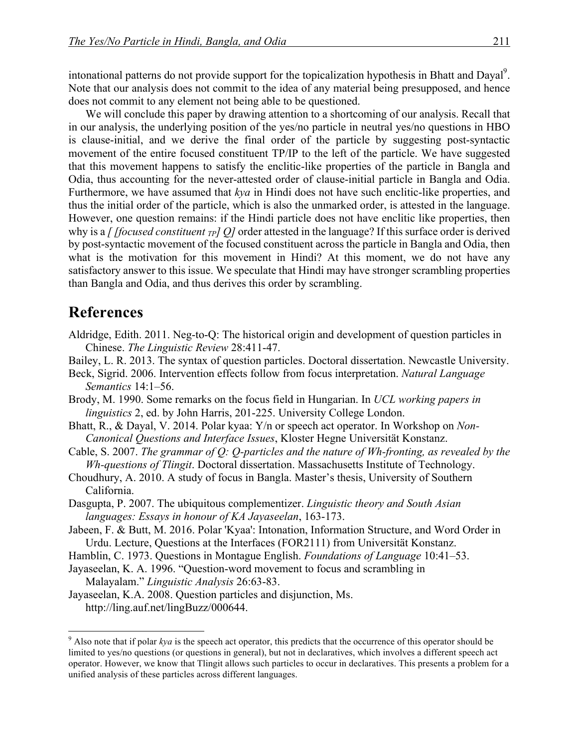intonational patterns do not provide support for the topicalization hypothesis in Bhatt and Dayal[9]. Note that our analysis does not commit to the idea of any material being presupposed, and hence does not commit to any element not being able to be questioned.

We will conclude this paper by drawing attention to a shortcoming of our analysis. Recall that in our analysis, the underlying position of the yes/no particle in neutral yes/no questions in HBO is clause-initial, and we derive the final order of the particle by suggesting post-syntactic movement of the entire focused constituent TP/IP to the left of the particle. We have suggested that this movement happens to satisfy the enclitic-like properties of the particle in Bangla and Odia, thus accounting for the never-attested order of clause-initial particle in Bangla and Odia. Furthermore, we have assumed that *kya* in Hindi does not have such enclitic-like properties, and thus the initial order of the particle, which is also the unmarked order, is attested in the language. However, one question remains: if the Hindi particle does not have enclitic like properties, then why is a *[ [focused constituent $_{TP}$] Q]* order attested in the language? If this surface order is derived by post-syntactic movement of the focused constituent across the particle in Bangla and Odia, then what is the motivation for this movement in Hindi? At this moment, we do not have any satisfactory answer to this issue. We speculate that Hindi may have stronger scrambling properties than Bangla and Odia, and thus derives this order by scrambling.

## References

Aldridge, Edith. 2011. Neg-to-Q: The historical origin and development of question particles in Chinese. *The Linguistic Review* 28:411-47.

Bailey, L. R. 2013. The syntax of question particles. Doctoral dissertation. Newcastle University.

Beck, Sigrid. 2006. Intervention effects follow from focus interpretation. *Natural Language Semantics* 14:1–56.

Brody, M. 1990. Some remarks on the focus field in Hungarian. In *UCL working papers in linguistics* 2, ed. by John Harris, 201-225. University College London.

Bhatt, R., & Dayal, V. 2014. Polar kyaa: Y/n or speech act operator. In Workshop on *Non-Canonical Questions and Interface Issues*, Kloster Hegne Universität Konstanz.

Cable, S. 2007. *The grammar of Q: Q-particles and the nature of Wh-fronting, as revealed by the Wh-questions of Tlingit*. Doctoral dissertation. Massachusetts Institute of Technology.

Choudhury, A. 2010. A study of focus in Bangla. Master's thesis, University of Southern California.

Dasgupta, P. 2007. The ubiquitous complementizer. *Linguistic theory and South Asian languages: Essays in honour of KA Jayaseelan*, 163-173.

Jabeen, F. & Butt, M. 2016. Polar 'Kyaa': Intonation, Information Structure, and Word Order in Urdu. Lecture, Questions at the Interfaces (FOR2111) from Universität Konstanz.

Hamblin, C. 1973. Questions in Montague English. *Foundations of Language* 10:41–53.

Jayaseelan, K. A. 1996. "Question-word movement to focus and scrambling in Malayalam." *Linguistic Analysis* 26:63-83.

Jayaseelan, K.A. 2008. Question particles and disjunction, Ms. http://ling.auf.net/lingBuzz/000644.

[9] Also note that if polar *kya* is the speech act operator, this predicts that the occurrence of this operator should be limited to yes/no questions (or questions in general), but not in declaratives, which involves a different speech act operator. However, we know that Tlingit allows such particles to occur in declaratives. This presents a problem for a unified analysis of these particles across different languages.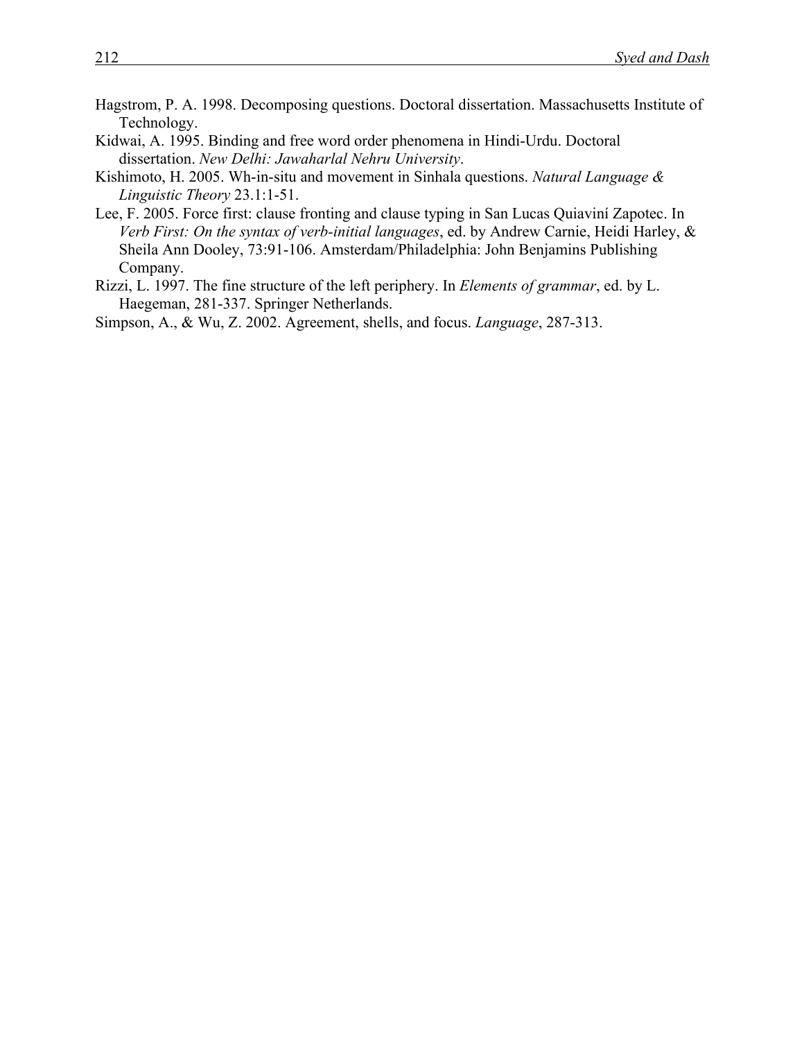Hagstrom, P. A. 1998. Decomposing questions. Doctoral dissertation. Massachusetts Institute of Technology.

Kidwai, A. 1995. Binding and free word order phenomena in Hindi-Urdu. Doctoral dissertation. *New Delhi: Jawaharlal Nehru University*.

Kishimoto, H. 2005. Wh-in-situ and movement in Sinhala questions. *Natural Language & Linguistic Theory* 23.1:1-51.

Lee, F. 2005. Force first: clause fronting and clause typing in San Lucas Quiaviní Zapotec. In *Verb First: On the syntax of verb-initial languages*, ed. by Andrew Carnie, Heidi Harley, & Sheila Ann Dooley, 73:91-106. Amsterdam/Philadelphia: John Benjamins Publishing Company.

Rizzi, L. 1997. The fine structure of the left periphery. In *Elements of grammar*, ed. by L. Haegeman, 281-337. Springer Netherlands.

Simpson, A., & Wu, Z. 2002. Agreement, shells, and focus. *Language*, 287-313.